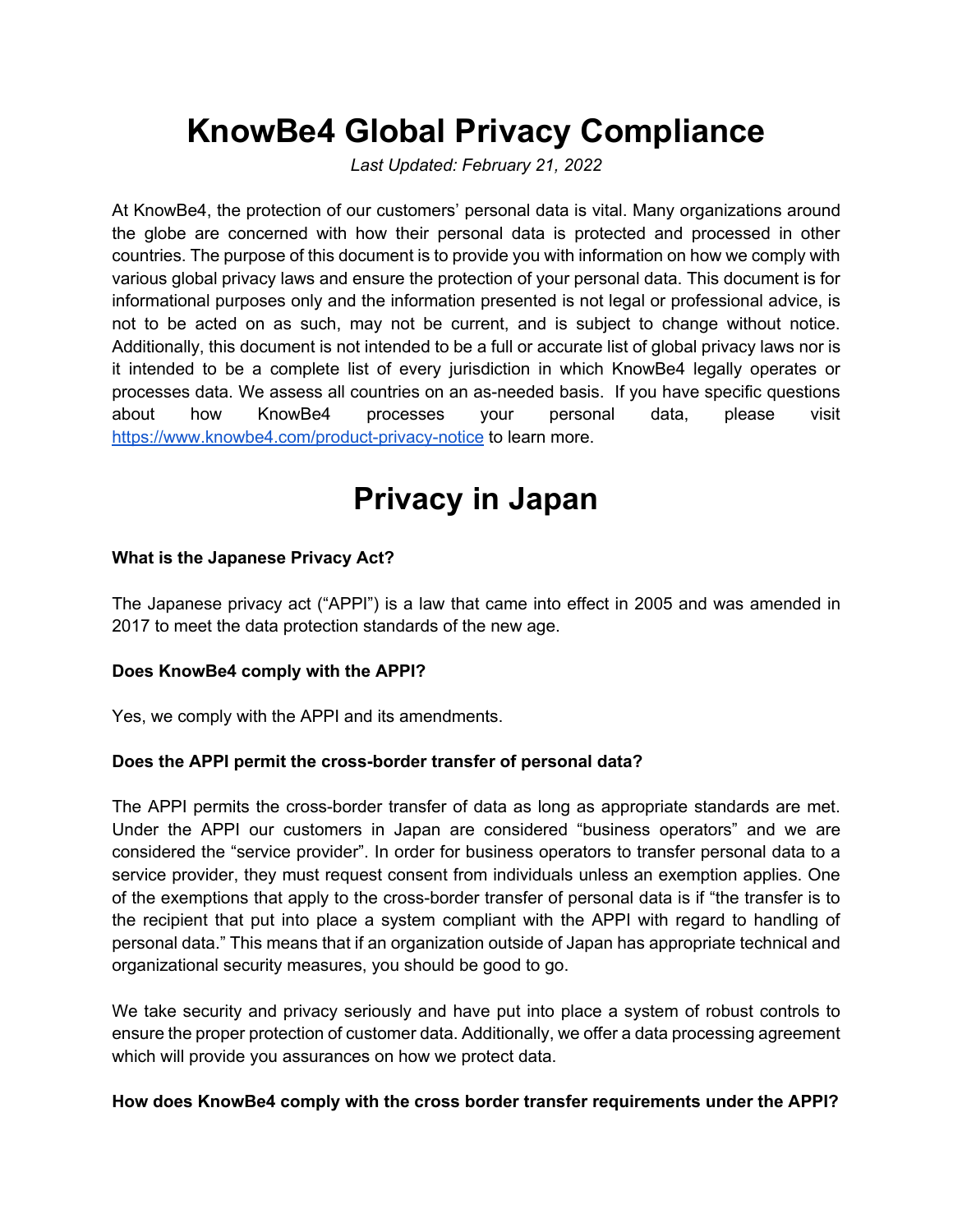# KnowBe4 Global Privacy Compliance

*Last Updated: February 21, 2022*

At KnowBe4, the protection of our customers' personal data is vital. Many organizations around the globe are concerned with how their personal data is protected and processed in other countries. The purpose of this document is to provide you with information on how we comply with various global privacy laws and ensure the protection of your personal data. This document is for informational purposes only and the information presented is not legal or professional advice, is not to be acted on as such, may not be current, and is subject to change without notice. Additionally, this document is not intended to be a full or accurate list of global privacy laws nor is it intended to be a complete list of every jurisdiction in which KnowBe4 legally operates or processes data. We assess all countries on an as-needed basis. If you have specific questions about how KnowBe4 processes your personal data, please visit [https://www.knowbe4.com/product-privacy-notice](https://www.knowbe4.com/product-privacy-notice) to learn more.

# Privacy in Japan

**What is the Japanese Privacy Act?**

The Japanese privacy act ("APPI") is a law that came into effect in 2005 and was amended in 2017 to meet the data protection standards of the new age.

**Does KnowBe4 comply with the APPI?**

Yes, we comply with the APPI and its amendments.

**Does the APPI permit the cross-border transfer of personal data?**

The APPI permits the cross-border transfer of data as long as appropriate standards are met. Under the APPI our customers in Japan are considered "business operators" and we are considered the "service provider". In order for business operators to transfer personal data to a service provider, they must request consent from individuals unless an exemption applies. One of the exemptions that apply to the cross-border transfer of personal data is if "the transfer is to the recipient that put into place a system compliant with the APPI with regard to handling of personal data." This means that if an organization outside of Japan has appropriate technical and organizational security measures, you should be good to go.

We take security and privacy seriously and have put into place a system of robust controls to ensure the proper protection of customer data. Additionally, we offer a data processing agreement which will provide you assurances on how we protect data.

**How does KnowBe4 comply with the cross border transfer requirements under the APPI?**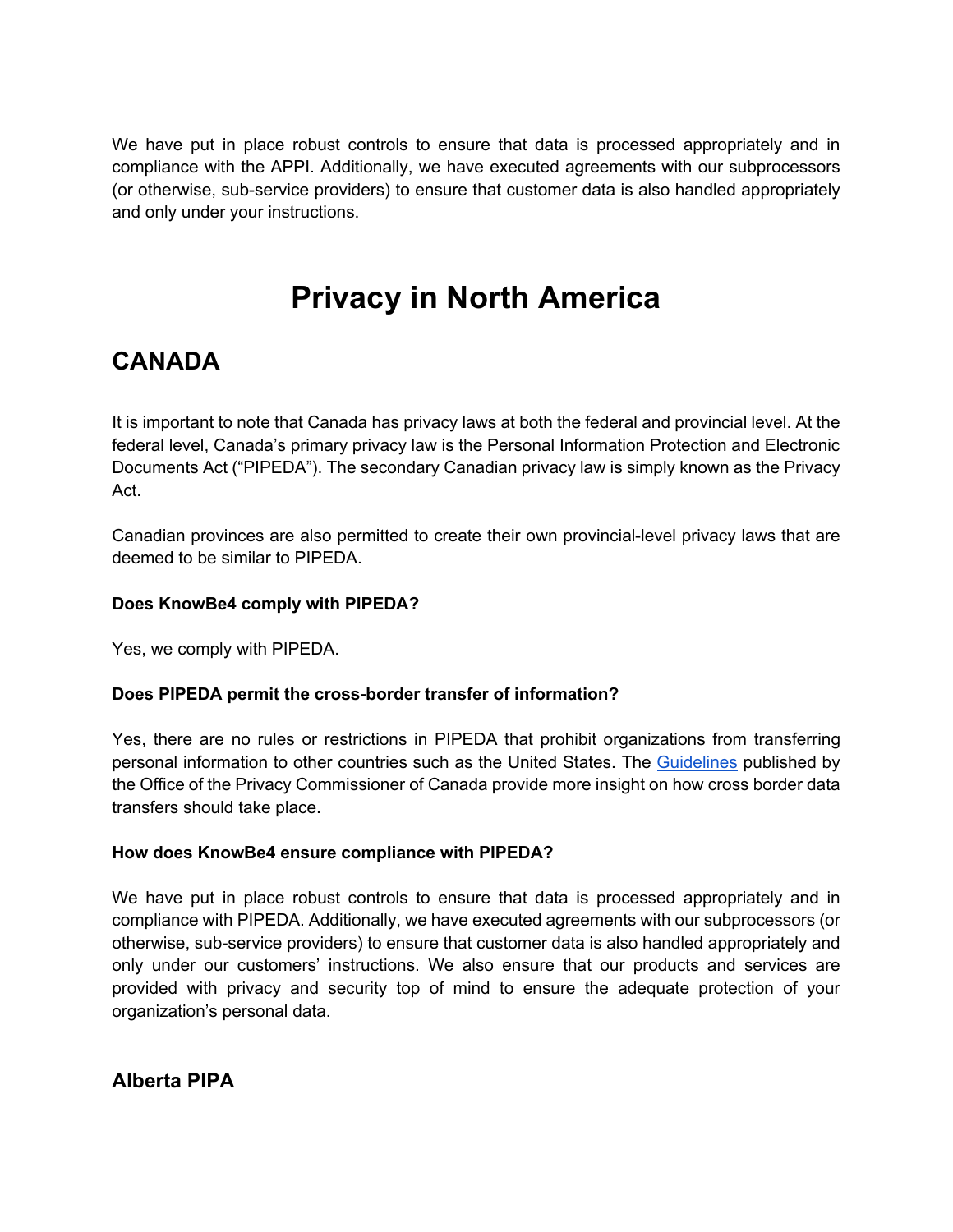We have put in place robust controls to ensure that data is processed appropriately and in compliance with the APPI. Additionally, we have executed agreements with our subprocessors (or otherwise, sub-service providers) to ensure that customer data is also handled appropriately and only under your instructions.

# Privacy in North America

## CANADA

It is important to note that Canada has privacy laws at both the federal and provincial level. At the federal level, Canada's primary privacy law is the Personal Information Protection and Electronic Documents Act ("PIPEDA"). The secondary Canadian privacy law is simply known as the Privacy Act.

Canadian provinces are also permitted to create their own provincial-level privacy laws that are deemed to be similar to PIPEDA.

**Does KnowBe4 comply with PIPEDA?**

Yes, we comply with PIPEDA.

**Does PIPEDA permit the cross-border transfer of information?**

Yes, there are no rules or restrictions in PIPEDA that prohibit organizations from transferring personal information to other countries such as the United States. The Guidelines published by the Office of the Privacy Commissioner of Canada provide more insight on how cross border data transfers should take place.

**How does KnowBe4 ensure compliance with PIPEDA?**

We have put in place robust controls to ensure that data is processed appropriately and in compliance with PIPEDA. Additionally, we have executed agreements with our subprocessors (or otherwise, sub-service providers) to ensure that customer data is also handled appropriately and only under our customers' instructions. We also ensure that our products and services are provided with privacy and security top of mind to ensure the adequate protection of your organization's personal data.

### Alberta PIPA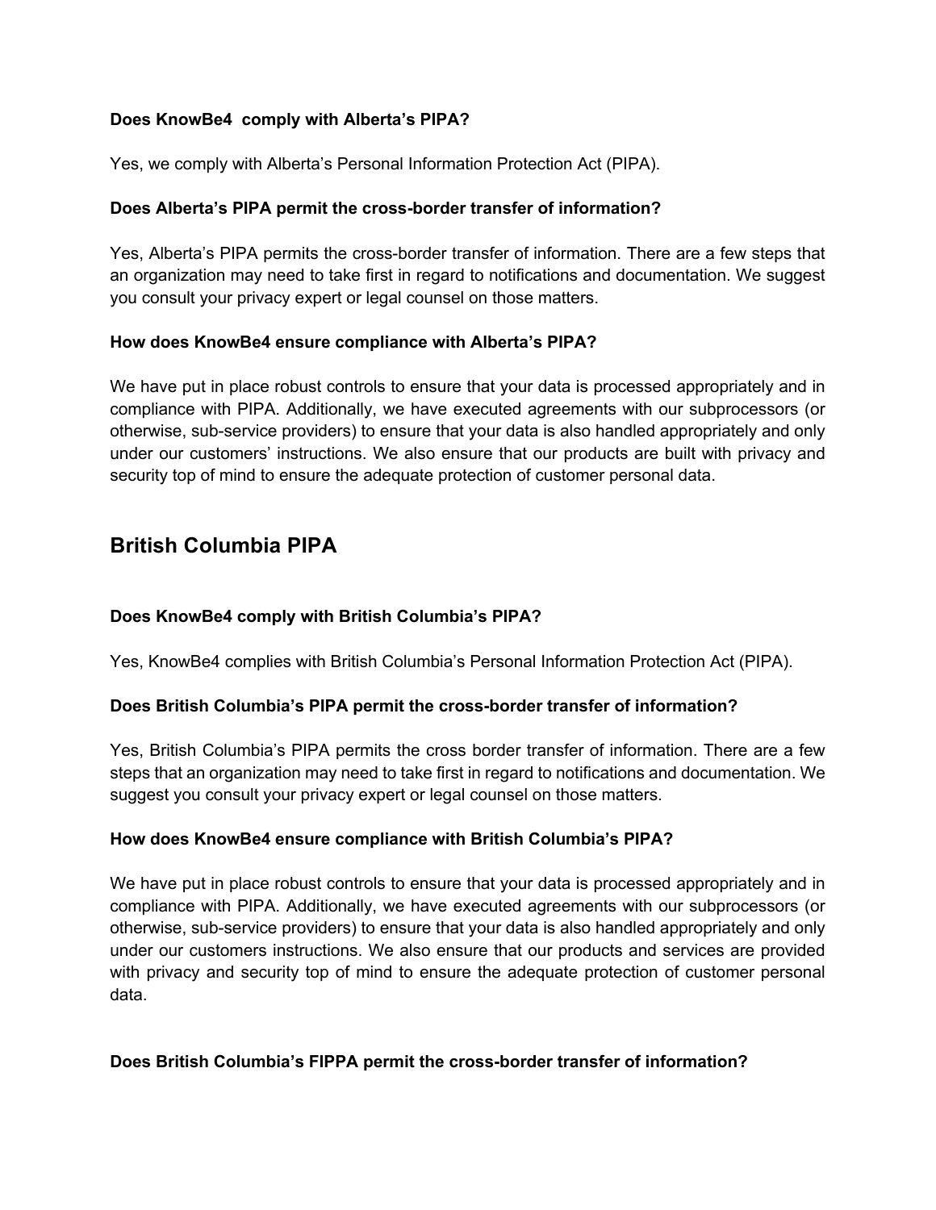**Does KnowBe4  comply with Alberta's PIPA?**

Yes, we comply with Alberta's Personal Information Protection Act (PIPA).

**Does Alberta's PIPA permit the cross-border transfer of information?**

Yes, Alberta's PIPA permits the cross-border transfer of information. There are a few steps that an organization may need to take first in regard to notifications and documentation. We suggest you consult your privacy expert or legal counsel on those matters.

**How does KnowBe4 ensure compliance with Alberta's PIPA?**

We have put in place robust controls to ensure that your data is processed appropriately and in compliance with PIPA. Additionally, we have executed agreements with our subprocessors (or otherwise, sub-service providers) to ensure that your data is also handled appropriately and only under our customers' instructions. We also ensure that our products are built with privacy and security top of mind to ensure the adequate protection of customer personal data.

## British Columbia PIPA

**Does KnowBe4 comply with British Columbia's PIPA?**

Yes, KnowBe4 complies with British Columbia's Personal Information Protection Act (PIPA).

**Does British Columbia's PIPA permit the cross-border transfer of information?**

Yes, British Columbia's PIPA permits the cross border transfer of information. There are a few steps that an organization may need to take first in regard to notifications and documentation. We suggest you consult your privacy expert or legal counsel on those matters.

**How does KnowBe4 ensure compliance with British Columbia's PIPA?**

We have put in place robust controls to ensure that your data is processed appropriately and in compliance with PIPA. Additionally, we have executed agreements with our subprocessors (or otherwise, sub-service providers) to ensure that your data is also handled appropriately and only under our customers instructions. We also ensure that our products and services are provided with privacy and security top of mind to ensure the adequate protection of customer personal data.

**Does British Columbia's FIPPA permit the cross-border transfer of information?**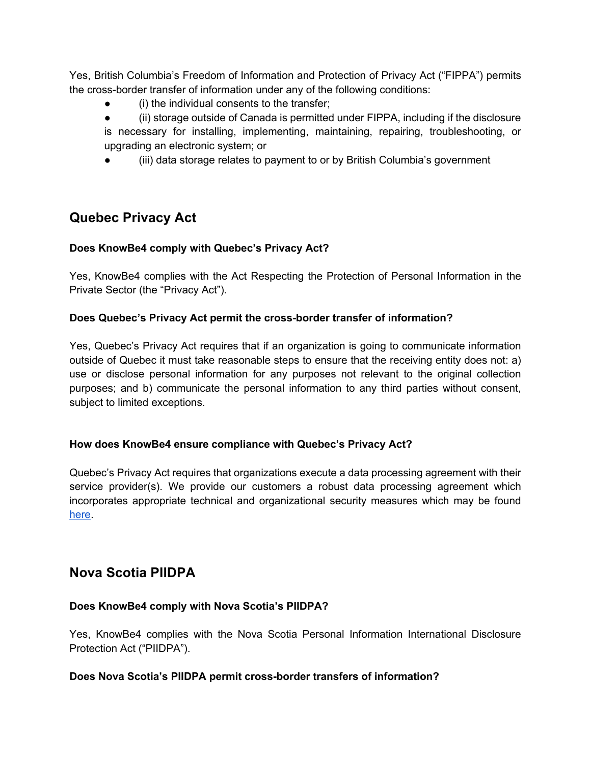Yes, British Columbia's Freedom of Information and Protection of Privacy Act ("FIPPA") permits the cross-border transfer of information under any of the following conditions:

- (i) the individual consents to the transfer;
- (ii) storage outside of Canada is permitted under FIPPA, including if the disclosure is necessary for installing, implementing, maintaining, repairing, troubleshooting, or upgrading an electronic system; or
- (iii) data storage relates to payment to or by British Columbia's government

## Quebec Privacy Act

**Does KnowBe4 comply with Quebec's Privacy Act?**

Yes, KnowBe4 complies with the Act Respecting the Protection of Personal Information in the Private Sector (the "Privacy Act").

**Does Quebec's Privacy Act permit the cross-border transfer of information?**

Yes, Quebec's Privacy Act requires that if an organization is going to communicate information outside of Quebec it must take reasonable steps to ensure that the receiving entity does not: a) use or disclose personal information for any purposes not relevant to the original collection purposes; and b) communicate the personal information to any third parties without consent, subject to limited exceptions.

**How does KnowBe4 ensure compliance with Quebec's Privacy Act?**

Quebec's Privacy Act requires that organizations execute a data processing agreement with their service provider(s). We provide our customers a robust data processing agreement which incorporates appropriate technical and organizational security measures which may be found here.

## Nova Scotia PIIDPA

**Does KnowBe4 comply with Nova Scotia's PIIDPA?**

Yes, KnowBe4 complies with the Nova Scotia Personal Information International Disclosure Protection Act ("PIIDPA").

**Does Nova Scotia's PIIDPA permit cross-border transfers of information?**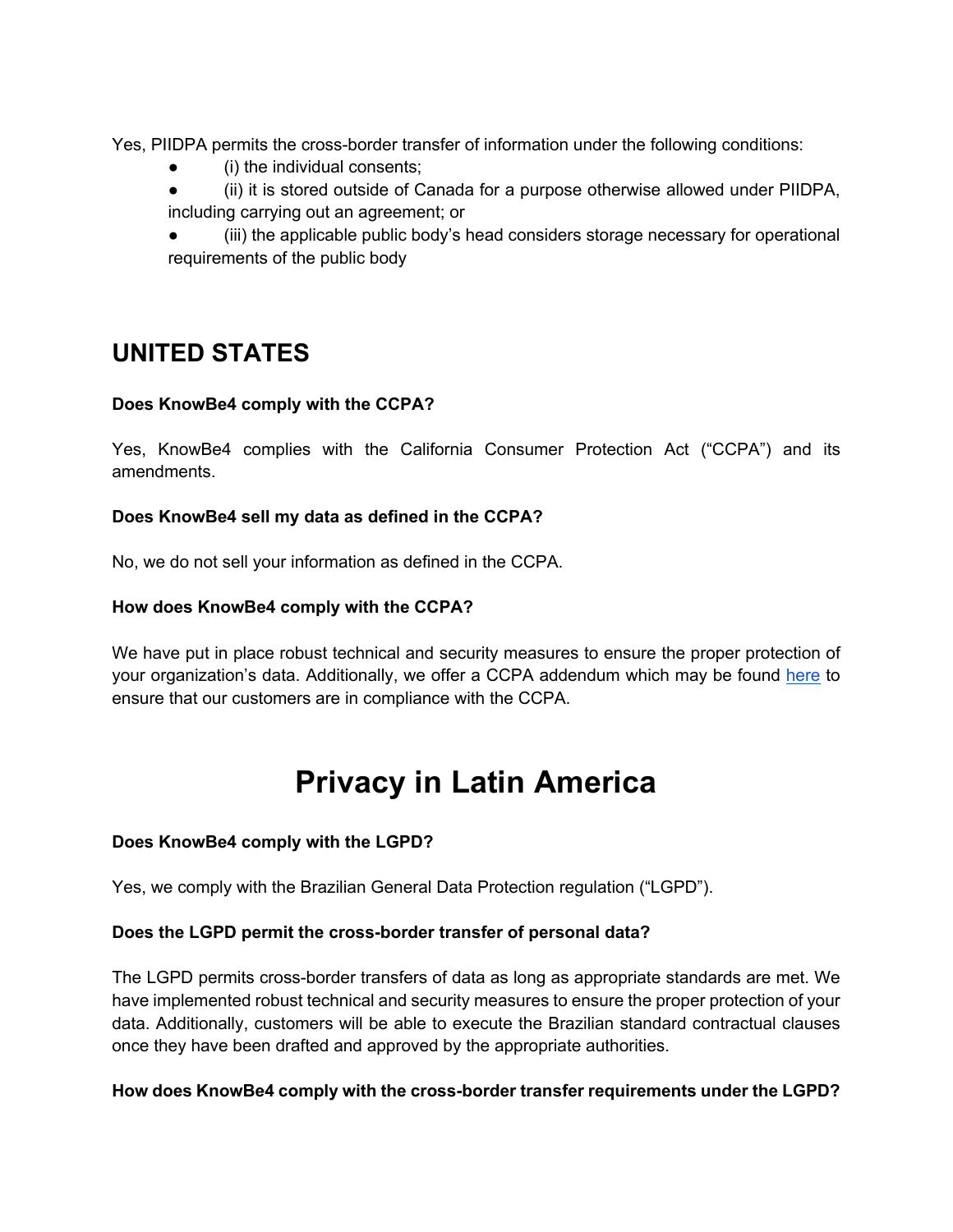Yes, PIIDPA permits the cross-border transfer of information under the following conditions:

- (i) the individual consents;
- (ii) it is stored outside of Canada for a purpose otherwise allowed under PIIDPA, including carrying out an agreement; or
- (iii) the applicable public body's head considers storage necessary for operational requirements of the public body

## UNITED STATES

**Does KnowBe4 comply with the CCPA?**

Yes, KnowBe4 complies with the California Consumer Protection Act ("CCPA") and its amendments.

**Does KnowBe4 sell my data as defined in the CCPA?**

No, we do not sell your information as defined in the CCPA.

**How does KnowBe4 comply with the CCPA?**

We have put in place robust technical and security measures to ensure the proper protection of your organization's data. Additionally, we offer a CCPA addendum which may be found here to ensure that our customers are in compliance with the CCPA.

# Privacy in Latin America

**Does KnowBe4 comply with the LGPD?**

Yes, we comply with the Brazilian General Data Protection regulation ("LGPD").

**Does the LGPD permit the cross-border transfer of personal data?**

The LGPD permits cross-border transfers of data as long as appropriate standards are met. We have implemented robust technical and security measures to ensure the proper protection of your data. Additionally, customers will be able to execute the Brazilian standard contractual clauses once they have been drafted and approved by the appropriate authorities.

**How does KnowBe4 comply with the cross-border transfer requirements under the LGPD?**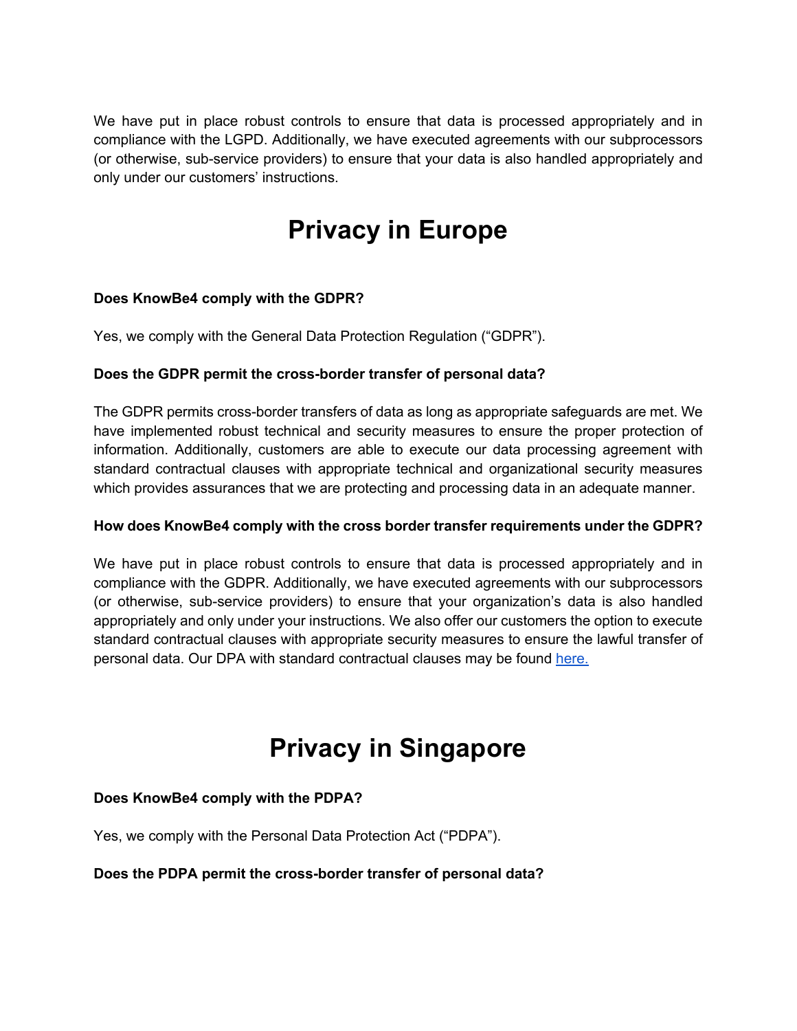We have put in place robust controls to ensure that data is processed appropriately and in compliance with the LGPD. Additionally, we have executed agreements with our subprocessors (or otherwise, sub-service providers) to ensure that your data is also handled appropriately and only under our customers' instructions.

# Privacy in Europe

**Does KnowBe4 comply with the GDPR?**

Yes, we comply with the General Data Protection Regulation ("GDPR").

**Does the GDPR permit the cross-border transfer of personal data?**

The GDPR permits cross-border transfers of data as long as appropriate safeguards are met. We have implemented robust technical and security measures to ensure the proper protection of information. Additionally, customers are able to execute our data processing agreement with standard contractual clauses with appropriate technical and organizational security measures which provides assurances that we are protecting and processing data in an adequate manner.

**How does KnowBe4 comply with the cross border transfer requirements under the GDPR?**

We have put in place robust controls to ensure that data is processed appropriately and in compliance with the GDPR. Additionally, we have executed agreements with our subprocessors (or otherwise, sub-service providers) to ensure that your organization's data is also handled appropriately and only under your instructions. We also offer our customers the option to execute standard contractual clauses with appropriate security measures to ensure the lawful transfer of personal data. Our DPA with standard contractual clauses may be found here.

# Privacy in Singapore

**Does KnowBe4 comply with the PDPA?**

Yes, we comply with the Personal Data Protection Act ("PDPA").

**Does the PDPA permit the cross-border transfer of personal data?**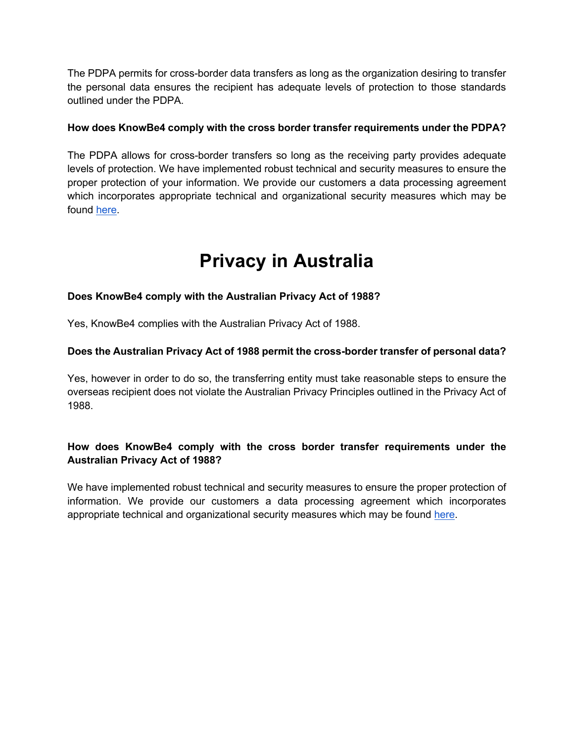The PDPA permits for cross-border data transfers as long as the organization desiring to transfer the personal data ensures the recipient has adequate levels of protection to those standards outlined under the PDPA.

**How does KnowBe4 comply with the cross border transfer requirements under the PDPA?**

The PDPA allows for cross-border transfers so long as the receiving party provides adequate levels of protection. We have implemented robust technical and security measures to ensure the proper protection of your information. We provide our customers a data processing agreement which incorporates appropriate technical and organizational security measures which may be found here.

# Privacy in Australia

**Does KnowBe4 comply with the Australian Privacy Act of 1988?**

Yes, KnowBe4 complies with the Australian Privacy Act of 1988.

**Does the Australian Privacy Act of 1988 permit the cross-border transfer of personal data?**

Yes, however in order to do so, the transferring entity must take reasonable steps to ensure the overseas recipient does not violate the Australian Privacy Principles outlined in the Privacy Act of 1988.

**How does KnowBe4 comply with the cross border transfer requirements under the Australian Privacy Act of 1988?**

We have implemented robust technical and security measures to ensure the proper protection of information. We provide our customers a data processing agreement which incorporates appropriate technical and organizational security measures which may be found here.